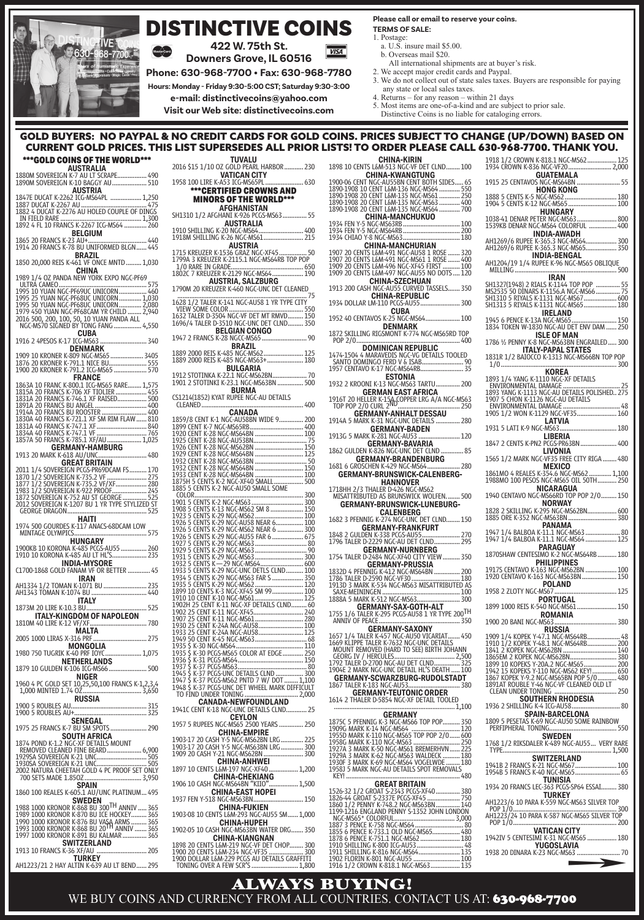# DISTINCTIVE COINS

**422 W. 75th St.**
**Downers Grove, IL 60516**

**Phone: 630-968-7700 • Fax: 630-968-7780**

**Hours: Monday - Friday 9:30-5:00 CST; Saturday 9:30-3:00**

**e-mail: distinctivecoins@yahoo.com**

**Visit our Web site: distinctivecoins.com**

**Please call or email to reserve your coins.**

**TERMS OF SALE:**

1. Postage:
   a. U.S. insure mail $5.00.
   b. Overseas mail $20.
   All international shipments are at buyer's risk.
2. We accept major credit cards and Paypal.
3. We do not collect out of state sales taxes. Buyers are responsible for paying any state or local sales taxes.
4. Returns – for any reason – within 21 days
5. Most items are one-of-a-kind and are subject to prior sale. Distinctive Coins is no liable for cataloging errors.

## GOLD BUYERS: NO PAYPAL & NO CREDIT CARDS FOR GOLD COINS. PRICES SUBJECT TO CHANGE (UP/DOWN) BASED ON CURRENT GOLD PRICES. THIS LIST SUPERSEDES ALL PRIOR LISTS! TO ORDER PLEASE CALL 630-968-7700. THANK YOU.

### ***GOLD COINS OF THE WORLD***

**AUSTRALIA**
1880M SOVEREIGN K-7 AU LT SCRAPE................. 490
1890M SOVEREIGN K-10 BAGGY AU.................... 510

**AUSTRIA**
1847E DUCAT K-2262 ICG-MS64PL ................ 1,250
1887 DUCAT K-2267 AU .................................... 475
1882 4 DUCAT K-2276 AU HOLED COUPLE OF DINGS IN FIELD RARE ........................................... 1,300
1892 4 FL 10 FRANCS K-2267 ICG-MS64 ............. 260

**BELGIUM**
1865 20 FRANCS K-23 AU+.................................. 440
1914 20 FRANCS K-78 BU UNIFORMED BLGN...... 445

**BRAZIL**
1850 20,000 REIS K-461 VF ONCE MNTD ......... 1,030

**CHINA**
1989 1/4 OZ PANDA NEW YORK EXPO NGC-PF69 ULTRA CAMEO........................................... 575
1995 10 YUAN NGC-PF69UC UNICORN................ 460
1995 25 YUAN NGC-PF68UC UNICORN............ 1,030
1995 50 YUAN NGC-PF68UC UNICORN............ 2,080
1979 450 YUAN NGC-PF68CAM YR CHILD ......... 2,940
2016 500, 200, 100, 50, 10 YUAN PANDA ALL NGC-MS70 SIGNED BY TONG FANG ............ 4,550

**CUBA**
1916 2 4PESOS K-17 ICG-MS63 ........................... 340

**DENMARK**
1909 10 KRONER K-809 NGC-MS65 ................... 3405
1876 20 KRONER K-791.1 NICE BU..................... 555
1900 20 KRONER K-791.2 ICG-MS65 .................. 570

**FRANCE**
1863A 10 FRANC K-800.1 ICG-MS65 RARE........ 1,575
1815A 20 FRANCS K-706 XF TIOLIER .................. 455
1831A 20 FRANCS K-746.1 XF RAISED................ 500
1891A 20 FRANCS BU ANGEL............................. 400
1914A 20 FRANCS BU ROOSTER ........................ 400
1830A 40 FRANCS K-721.1 XF SM RIM FLAW ...... 810
1831A 40 FRANCS K-747.1 XF............................ 840
1834A 40 FRANCS K-747.1 VF ............................ 765
1857A 50 FRANCS K-785.1 XF/AU.................... 1,025

**GERMANY-HAMBURG**
1913 20 MARK K-618 AU/UNC............................. 480

**GREAT BRITAIN**
2011 1/4 SOVEREIGN PCGS-PR69DCAM FS......... 170
1870 1/2 SOVEREIGN K-735.2 VF ........................ 275
1877 1/2 SOVEREIGN K-735.2 VF/XF.................. 280
1983 1/2 SOVEREIGN K-922 PROOF.................... 245
1872 SOVEREIGN K-752 AU ST GEORGE .............. 525
2012 SOVEREIGN K-1207 BU 1 YR TYPE STYLIZED ST GEORGE DRAGON........................................ 525

**HAITI**
1974 500 GOURDES K-117 ANACS-68DCAM LOW MINTAGE OLYMPICS........................................ 575

**HUNGARY**
1900KB 10 KORONA K-485 PCGS-AU55 ............... 260
1910 10 KORONA K-485 AU LT HL'S.................... 235

**INDIA-MYSORE**
C1700-1868 GOLD FANAM VF OR BETTER ............ 45

**IRAN**
AH1334 1/2 TOMAN K-1071 BU .......................... 235
AH1343 TOMAN K-1074 BU ................................ 440

**ITALY**
1873M 20 LIRE K-10.3 BU.................................... 525

**ITALY-KINGDOM OF NAPOLEON**
1810M 40 LIRE K-12 VF/XF................................. 780

**MALTA**
2005 1000 LIRAS X-316 PRF................................ 275

**MONGOLIA**
1980 750 TUGRIK K-40 PRF IOYC..................... 1,075

**NETHERLANDS**
1879 10 GULDEN K-106 ICG-MS66 ...................... 500

**NIGER**
1960 4 PC GOLD SET 10,25,50,100 FRANCS K-1,2,3,4 1,000 MINTED 1.74 OZ......................... 3,650

**RUSSIA**
1900 5 ROUBLES AU............................................ 315
1900 5 ROUBLES AU+.......................................... 325

**SENEGAL**
1975 25 FRANCS K-7 BU SM SPOTS ..................... 290

**SOUTH AFRICA**
1874 POND K-1.2 NGC-XF DETAILS MOUNT REMOVED CLEANED FINE BEARD .................... 6,900
1929SA SOVEREIGN K-21 UNC............................ 505
1930SA SOVEREIGN K-21 UNC............................ 505
2002 NATURA CHEETAH GOLD 4 PC PROOF SET ONLY 700 SETS MADE 1.85OZ......................... 3,950

**SPAIN**
1860 100 REALES K-605.1 AU/UNC PLATINUM... 495

**SWEDEN**
1988 1000 KRONOR K-868 BU 300TH ANNIV ....... 365
1989 1000 KRONOR K-870 BU ICE HOCKEY......... 365
1990 1000 KRONOR K-876 BU VASA ARMS ......... 365
1993 1000 KRONOR K-868 BU 20TH ANNIV ......... 365
1997 1000 KRONOR K-891 BU KALMAR ............... 365

**SWITZERLAND**
1913 10 FRANCS K-36 XF/AU .............................. 205

**TURKEY**
AH1223/21 2 HAY ALTIN K-639 AU LT BEND...... 295

**TUVALU**
2016 $15 1/10 OZ GOLD PEARL HARBOR ........... 230

**VATICAN CITY**
1958 100 LIRE K-A53 ICG-MS65PL ...................... 630

### ***CERTIFIED CROWNS AND MINORS OF THE WORLD***

**AFGHANISTAN**
SH1310 1/2 AFGHANI K-926 PCGS-MS63 .............. 55

**AUSTRALIA**
1910 SHILLING K-20 NGC-MS64.......................... 400
1918M SHILLING K-26 NGC-MS61....................... 215

**AUSTRIA**
1715 KREUZER K-1536 GRAZ NGC-XF45................ 50
1799A 3 KREUZER K-2115.1 NGC-MS64RB TOP POP 1/0 RARE IN GRADE........................................ 650
1802C 7 KREUZER K-2129 NGC-MS64................. 190

**AUSTRIA, SALZBURG**
1790M 20 KREUZER K-460 NGC-UNC DET CLEANED ................................................................. 75
1628 1/2 TALER K-141 NGC-AU58 1 YR TYPE CITY VIEW SOME COLOR ................................. 550
1632 TALER D-3504 NGC-VF DET MT RMVD......... 150
1696/4 TALER D-3510 NGC-UNC DET CLND......... 350

**BELGIAN CONGO**
1947 2 FRANCS K-28 NGCC-MS65 ......................... 90

**BRAZIL**
1889 2000 REIS K-485 NGC-MS62....................... 125
1889 2000 REIS K-485 NGC-MS63+ ..................... 180

**BULGARIA**
1912 STOTINKA K-22.1 NGC-MS62BN.................... 70
1901 2 STOTINKI K-23.1 NGC-MS63BN ............... 500

**BURMA**
CS1214(1852) KYAT RUPEE NGC-AU DETAILS CLEANED...................................................... 400

**CANADA**
1859/8 CENT K-1 NGC-AU58BN WIDE 9.............. 200
1899 CENT K-7 NGC-MS65RB............................... 400
1920 CENT K-28 NGC-MS64BN ........................... 100
1925 CENT K-28 NGC-AU53BN.............................. 75
1926 CENT K-28 NGC-MS62BN ........................... 150
1929 CENT K-28 NGC-MS64BN ........................... 125
1932 CENT K-28 NGC-MS63BN ........................... 100
1932 CENT K-28 NGC-MS64BN ........................... 150
1933 CENT K-28 NGC-MS64BN ........................... 100
1875H 5 CENTS K-2 NGC-XF40 SMALL.................. 500
1885 5 CENTS K-2 NGC-AU50 SMALL SOME COLOR......................................................... 300
1901 5 CENTS K-2 NGC-MS63 ............................. 300
1908 5 CENTS K-13 NGC-MS62 SM 8 .................. 150
1923 5 CENTS K-29 NGC-MS62 ........................... 100
1926 5 CENTS K-29 NGC-AU58 NEAR 6................ 100
1926 5 CENTS K-29 NGC-MS62 NEAR 6 .............. 300
1926 5 CENTS K-29 NGC-AU55 FAR 6 .................. 675
1927 5 CENTS K-29 NGC-MS63 ............................. 80
1929 5 CENTS K-29 NGC-MS63 ............................. 90
1931 5 CENTS K-29 NGC-MS63 ........................... 300
1932 5 CENTS K—29 NGC-MS64.......................... 600
1933 5 CENTS K-29 NGC-UNC DETLS CLND ......... 100
1934 5 CENTS K-29 NGC-MS63 FAR 5 ................. 350
1935 5 CENTS K-29 NGC-MS62 ........................... 120
1899 10 CENTS K-3 NGC-XF45 SM 99.................. 100
1910 10 CENT K-10 NGC-MS61............................ 125
1902H 25 CENT K-11 NGC-XF DETAILS CLND......... 60
1902 25 CENT K-11 NGC-XF45............................ 240
1907 25 CENT K-11 NGC-MS61............................ 280
1930 25 CENT K-24A NGC-MS58.......................... 100
1933 25 CENT K-24A NGC-AU58.......................... 125
1949 50 CENT K-45 NGC-MS63 ............................. 68
1935 $ K-30 NGC-MS64....................................... 110
1935 $ K-30 PCGS-MS65 COLOR AT EDGE........... 250
1936 $ K-31 PCGS-MS64...................................... 150
1937 $ K-37 PCGS-MS63........................................ 80
1945 $ K-37 PCGS-UNC DETAILS CLND .............. 300
1947 $ K-37 PCGS-MS62 PNTD 7 W/ DOT ........ 1,100
1948 $ K-37 PCGS-UNC DET WHEEL MARK DIFFICULT TO FIND UNDER TONING ........................ 2,000

**CANADA-NEWFOUNDLAND**
1941C CENT K-18 NGC-UNC DETAILS CLND........... 25

**CEYLON**
1957 5 RUPEES NGC-MS65 2500 YEARS ............. 250

**CHINA-EMPIRE**
1903-17 20 CASH Y-5 NGC-MS62BN LRG............ 225
1903-17 20 CASH Y-5 NGC-MS63BN LRG............ 300
1909 20 CASH Y-21 NGC-MS62BN....................... 300

**CHINA-ANHWEI**
1897 10 CENTS L&M-197 NGC-XF40 ................. 1,200

**CHINA-CHEKIANG**
1906 10 CASH NGC-MS64BN "KIIO".................. 1,500

**CHINA-EAST HOPEI**
1937 FEN Y-518 NGC-MS63BN............................ 150

**CHINA-FUKIEN**
1903-08 10 CENTS L&M-293 NGC-AU55 SM...... 1,000

**CHINA-HUPEH**
1902-05 10 CASH NGC-MS63BN WATER DRG........ 350

**CHINA-KIANGNAN**
1898 20 CENTS L&M-219 NGC-VF DET CHOP......... 300
1900 20 CENTS L&M-234 NGC-VF35 ................... 300
1900 DOLLAR L&M-229 PCGS AU DETAILS GRAFFITI TONING OVER A FEW SCR'S ........................ 1,800

**CHINA-KIRIN**
1898 10 CENTS L&M-513 NGC-VF DET CLND........ 100

**CHINA-KWANGTUNG**
1900-06 CENT NGC-AU55BN CENT BOTH SIDES...... 65
1890-1908 10 CENT L&M-136 NGC-MS64 ............ 550
1890-1908 20 CENT L&M-135 NGC-MS61 ............ 250
1890-1908 20 CENT L&M-135 NGC-MS63 ............ 400
1890-1908 20 CENT L&M-135 NGC-MS64 ............ 700

**CHINA-MANCHUKUO**
1934 FEN Y-5 NGC-MS63RB................................. 100
1934 FEN Y-5 NGC-MS64RB................................. 200
1934 CHIAO Y-8 NGC-MS63.................................. 180

**CHINA-MANCHURIAN**
1907 20 CENTS L&M-491 NGC-AU58 1 ROSE ....... 320
1907 20 CENTS L&M-491 NGC-MS61 1 ROSE ....... 400
1909 20 CENTS L&M-496 NGC-XF45 FIRST .......... 100
1909 20 CENTS L&M-497 NGC-AU55 NO DOTS .... 120

**CHINA-SZECHUAN**
1913 200 CASH NGC-AU55 CURVED TASSELS....... 350

**CHINA-REPUBLIC**
1934 DOLLAR LM-110 PCGS-AU55....................... 300

**CUBA**
1952 40 CENTAVOS K-25 NGC-MS64.................... 100

**DENMARK**
1872 SKILLING RIGSMONT K-774 NGC-MS65RD TOP POP 2/0........................................................ 400

**DOMINICAN REPUBLIC**
1474-1504 4 MARAVEDIS NGC-VG DETAILS TOOLED SANTO DOMINGO FERD V & ISAB......................... 90
1957 CENTAVO K-17 NGC-MS64RB......................... 35

**ESTONIA**
1932 2 KROONI K-13 NGC-MS63 TARTU............... 200

**GERMAN EAST AFRICA**
1916T 20 HELLER K-15A COPPER LRG A/A NGC-MS63 TOP POP 2/0 CURL 2ND.................................... 250

**GERMANY-ANHALT DESSAU**
1914A 5 MARK K-31 NGC-UNC DETAILS .............. 280

**GERMANY-BADEN**
1913G 5 MARK K-281 NGC-AU53 ......................... 120

**GERMANY-BAVARIA**
1862 GULDEN K-826 NGC-UNC DET CLND ............. 85

**GERMANY-BRANDENBURG**
1681 6 GROSCHEN K-429 NGC-MS64.................... 280

**GERMANY-BRUNSWICK-CALENBERG-HANNOVER**
1718HH 2/3 THALER D-426 NGC-MS62 MISATTRIBUTED AS BRUNSWICK WOLFEN........ 500

**GERMANY-BRUNSWICK-LUNEBURG-CALENBERG**
1682 3 PFENNIG K-274 NGC-UNC DET CLND......... 150

**GERMANY-FRANKFURT**
1848 2 GULDEN K-338 PCGS-AU55........................ 270
1796 TALER D-2229 NGC-AU DET CLND................ 295

**GERMANY-NURNBERG**
1754 TALER D-2486 NGC-XF40 CITY VIEW ........... 350

**GERMANY-PRUSSIA**
1832D 4 PFENNIG K-412 NGC-MS64BN ................ 200
1786 TALER D-2590 NGC-VF30.............................. 180
1913D 3 MARK K-534 NGC-MS63 MISATTRIBUTED AS SAXE-MEININGEN ....................................... 100
1888A 5 MARK K-512 NGC-MS63........................... 300

**GERMANY-SAX-GOTH-ALT**
1755 1/6 TALER K-295 PCGS-AU58 1 YR TYPE 200TH ANNIV OF PEACE................................................. 350

**GERMANY-SAXONY**
1657 1/4 TALER K-457 NGC-AU50 VICARIAT......... 450
1669 KLIPPE TALER K-7632 NGC-UNC DETAILS MOUNT REMOVED (HARD TO SEE) BIRTH JOHANN GEORG IV / HERCULES...................................... 2,500
1792 TALER D-2700 NGC-AU DET CLND................ 325
1904E 2 MARK NGC-UNC DETAIL HL'S DEATH ..... 100

**GERMANY-SCHWARZBURG-RUDOLSTADT**
1867 TALER K-183 NGC-AU53............................... 380

**GERMANY-TEUTONIC ORDER**
1614 2 THALER D-5854 NGC-XF DETAIL TOOLED ............................................................................ 1,100

**GERMANY**
1875C 5 PFENNIG K-3 NGC-MS66 TOP POP........... 350
1909G MARK K-14 NGC-MS64 ............................. 120
1955D MARK K-110 NGC-MS65 TOP POP 2/0....... 600
1958G MARK K-110 NGC-MS63 ............................. 250
1927A 3 MARK K-50 NGC-MS61 BREMERHVN...... 225
1929A 3 MARK K-62 NGC-MS63 WALDECK .......... 180
1930F 3 MARK K-69 NGC-MS64 VOGELWDE ........ 180
1958J 5 MARK NGC-AU DETAILS SPOT REMOVALS KEY! ...................................................................... 480

**GREAT BRITAIN**
1526-32 1/2 GROAT S-2343 PCGS-XF40 ............... 380
1826-44 GROAT S-2337E PCGS-XF45.................... 750
1860 1/2 PENNY K-748.2 NGC-MS63BN .............. 140
1199-1216 ENGLAND PENNY S-1352 JOHN LONDON NGC-MS65* COLORFUL.................................. 3,000
1887 3 PENCE K-758 NGC-MS64............................ 80
1855 6 PENCE K-733.1 OLD NGC-MS65................ 480
1878 6 PENCE K-751.1 NGC-MS62 ....................... 180
1910 SHILLING K-800 ICG-AU53............................ 48
1911 SHILLING K-816 NGC-MS64......................... 135
1902 FLORIN K-801 NGC-AU55 ............................ 100
1916 1/2 CROWN K-818.1 NGC-MS63.................. 135
1918 1/2 CROWN K-818.1 NGC-MS62.................. 125
1934 CROWN K-836 NGC-VF20........................... 2,000

**GUATEMALA**
1915 25 CENTAVOS NGC-MS64BN ......................... 55

**HONG KONG**
1888 5 CENTS K-5 NGC-MS62.............................. 180
1904 5 CENTS K-12 NGC-MS65............................ 100

**HUNGARY**
1038-41 DENAR PETER NGC-MS63........................ 800
1539KB DENAR NGC-MS64 COLORFUL ................ 400

**INDIA-AWADH**
AH1269/6 RUPEE K-365.3 NGC-MS64.................. 300
AH1269/6 RUPEE K-365.3 NGC-MS65.................. 350

**INDIA-BENGAL**
AH1204/19 1/4 RUPEE K-96 NGC-MS65 OBLIQUE MILLING...................................................... 500

**IRAN**
SH1327(1948) 2 RIALS K-1144 TOP POP ............... 55
MS2535 50 DINARS K-1156.A NGC-MS66.............. 75
SH1310 5 RIYALS K-1131 NGC-MS67 ................... 600
SH1313 5 RIYALS K-1131 NGC-MS65.................... 180

**IRELAND**
1945 6 PENCE K-13A NGC-MS65........................... 150
1834 TOKEN W-1830 NGC-AU DET ENV DAM ....... 250

**ISLE OF MAN**
1786 ½ PENNY K-8 NGC-MS63BN ENGRAILED ..... 300

**ITALY-PAPAL STATES**
1831R 1/2 BAIOCCO K-1313 NGC-MS66BN TOP POP 1/0........................................................... 300

**KOREA**
1893 1/4 YANG K-1110 NGC-XF DETAILS ENVIRONMENTAL DAMAGE ................................ 25
1893 YANG K-1113 NGC-AU DETAILS POLISHED.. 275
1907 5 CHON K-1126 NGC-AU DETAILS ENVIRONMENTAL DAMAGE ................................ 48
1905 1/2 WON K-1129 NGC-VF35......................... 160

**LATVIA**
1931 5 LATI K-9 NGC-MS63 .................................. 180

**LIBERIA**
1847 2 CENTS K-PN2 PCGS-PR63BN..................... 400

**LIVONIA**
1565 1/2 MARK NGC-VF35 FREE CITY RIGA ........ 480

**MEXICO**
1861MO 4 REALES K-354.6 NGC-MS62 ............. 1,100
1988MO 100 PESOS NGC-MS65 OIL 50TH ........... 250

**NICARAGUA**
1940 CENTAVO NGC-MS66RD TOP POP 2/0......... 150

**NORWAY**
1828 2 SKILLING K-295 NGC-MS62BN.................. 600
1885 ORE K-352 NGC-MS63BN ............................ 380

**PANAMA**
1947 1/4 BALBOA K-11.1 NGC-MS63 ..................... 80
1947 1/4 BALBOA K-11.1 NGC-MS64 ................... 125

**PARAGUAY**
1870SHW CENTESIMO K-2 NGC-MS64RB ............ 180

**PHILIPPINES**
1917S CENTAVO K-163 NGC-MS62BN .................. 100
1920 CENTAVO K-163 NGC-MS63BN .................... 150

**POLAND**
1958 2 ZLOTY NGC-MS67 .................................... 125

**PORTUGAL**
1899 1000 REIS K-540 NGC-MS61........................ 150

**ROMANIA**
1900 20 BANI NGC-MS63....................................... 80

**RUSSIA**
1909 1/4 KOPEK Y-47.1 NGC-MS64RB.................... 48
1910 1/2 KOPEK Y-48.1 NGC-MS64RB.................. 200
1841 2 KOPEK NGC-MS62BN ............................... 140
1865EM 2 KOPEK NGC-MS62BN.......................... 380
1899 10 KOPEKS Y-20A.2 NGC-MS65 ................... 200
1942 15 KOPEKS Y-110 NGC-MS62 KEY! .............. 650
1867 KOPEK Y-9.2 NGC-MS65BN POP 5/0 ............ 480
1891AT ROUBLE Y-46 NGC-VF CLEANED OLD LT CLEAN UNDER TONING .................................. 250

**SOUTHERN RHODESIA**
1936 2 SHILLING K-4 ICG-AU58.............................. 80

**SPAIN-BARCELONA**
1809 5 PESETAS K-69 NGC-AU50 SOME RAINBOW PERIPHERAL TONING...................................... 550

**SWEDEN**
1768 1/2 RIKSDALER K-489 NGC-AU55... VERY RARE TYPE........................................................... 1,500

**SWITZERLAND**
1941B 2 FRANCS K-21 NGC-MS67....................... 100
1954B 5 FRANCS K-40 NGC-MS65 .......................... 65

**TUNISIA**
1934 20 FRANCS LEC-363 PCGS-SP64 ESSAI......... 380

**TURKEY**
AH1223/6 10 PARA K-559 NGC-MS63 SILVER TOP POP 1/0........................................................... 300
AH1223/24 10 PARA K-587 NGC-MS65 SILVER TOP POP 1/0........................................................... 200

**VATICAN CITY**
1942IV 5 CENTESIMI K-31 NGC-MS65 ................. 180

**YUGOSLAVIA**
1938 20 DINARA K-23 NGC-MS63 .......................... 70

## ALWAYS BUYING!

WE BUY COINS AND CURRENCY FROM ALL COUNTRIES. CONTACT US AT: **630-968-7700**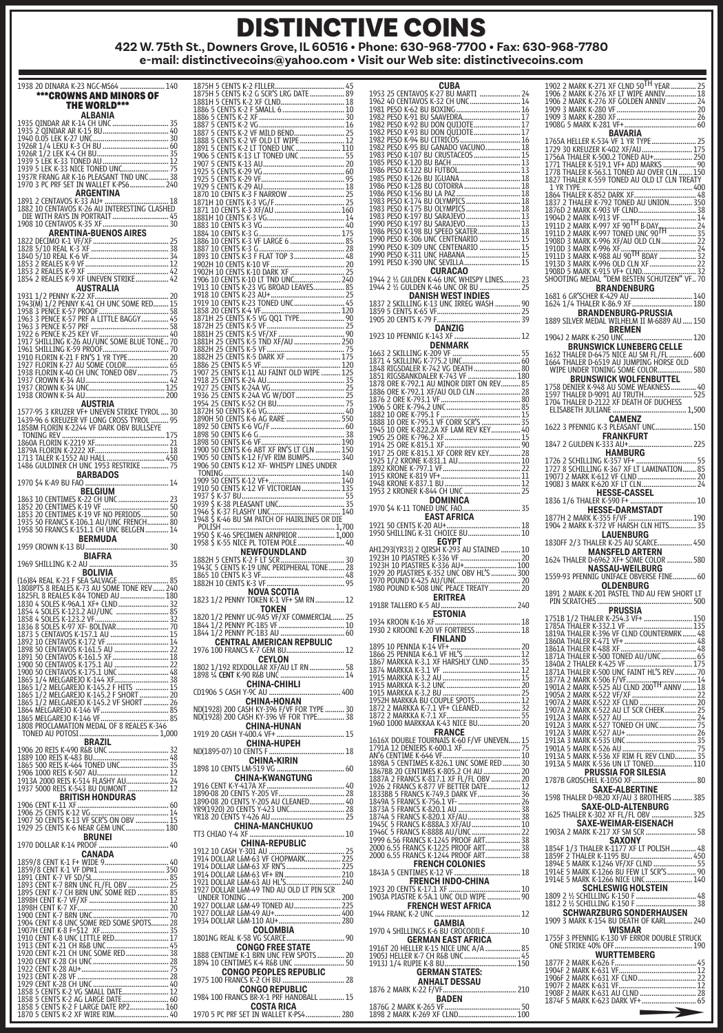# DISTINCTIVE COINS

**422 W. 75th St., Downers Grove, IL 60516 • Phone: 630-968-7700 • Fax: 630-968-7780**
**e-mail: distinctivecoins@yahoo.com • Visit our Web site: distinctivecoins.com**

1938 20 DINARA K-23 NGC-MS64 .................... 140

## ***CROWNS AND MINORS OF THE WORLD***

### ALBANIA
1935 QINDAR AR K-14 CH UNC .......................... 35
1935 2 QINDAR AR K-15 BU .............................. 40
1940 0.05 LEK K-27 UNC .................................. 30
1926R 1/4 LEKU K-3 CH BU ............................... 60
1926R 1/2 LEK K-4 CH BU ................................ 35
1939 5 LEK K-33 TONED AU ............................... 12
1939 5 LEK K-33 NICE TONED UNC ........................ 75
1937R FRANG AR K-16 PLEASANT TND UNC ........... 38
1970 3 PC PRF SET IN WALLET K-PS6 ................. 240

### ARGENTINA
1891 2 CENTAVOS K-33 AU+ ............................... 18
1882 10 CENTAVOS K-26 AU INTERESTING CLASHED DIE WITH RAYS IN PORTRAIT .......................... 45
1908 10 CENTAVOS K-35 XF ................................ 30

### ARENTINA-BUENOS AIRES
1822 DECIMO K-1 VF/XF ................................... 25
1828 5/10 REAL K-3 XF .................................... 38
1840 5/10 REAL K-6 VF ..................................... 34
1853 2 REALES K-9 VF ...................................... 12
1853 2 REALES K-9 XF ...................................... 42
1854 2 REALES K-9 XF UNEVEN STRIKE .................. 42

### AUSTRALIA
1931 1/2 PENNY K-22 XF .................................... 20
1943(M) 1/2 PENNY K-41 CH UNC SOME RED ........... 15
1958 3 PENCE K-57 PROOF .................................. 58
1963 3 PENCE K-57 PRF A LITTLE BAGGY ................ 45
1963 3 PENCE K-57 PRF ...................................... 38
1922 6 PENCE K-25 KEY VF .................................. 40
1917 SHILLING K-26 AU/UNC SOME BLUE TONE .. 70
1961 SHILLING K-59 PROOF .................................. 20
1910 FLORIN K-21 F RN'S 1 YR TYPE ..................... 20
1927 FLORIN K-27 AU SOME COLOR ....................... 65
1938 FLORIN K-40 CH UNC TONED OBV .................. 75
1937 CROWN K-34 AU ......................................... 42
1937 CROWN K-34 UNC ....................................... 125
1938 CROWN K-34 AU ......................................... 200

### AUSTRIA
1577-95 3 KRUZER VF+ UNEVEN STRIKE TYROL .... 30
1439-96 6 KREUZER VF LONG CROSS TYROL ......... 95
1858M FLORIN K-2244 VF DARK OBV BULLSEYE TONING REV ................................................ 175
1860A FLORIN K-2219 XF ..................................... 21
1879A FLORIN K-2222 XF ..................................... 18
1713 TALER K-1552 AU HALL ................................. 450
1486 GULDINER CH UNC 1953 RESTRIKE .............. 75

### BARBADOS
1970 $4 K-A9 BU FAO ......................................... 14

### BELGIUM
1863 10 CENTIMES K-22 CH UNC ........................... 23
1852 20 CENTIMES K-19 VF .................................. 50
1853 20 CENTIMES K-19 VF NO PERIODS ............... 50
1935 50 FRANCS K-106.1 AU/UNC FRENCH ............ 80
1958 50 FRANCS K-151.1 CH UNC BELGEN ............ 14

### BERMUDA
1959 CROWN K-13 BU .......................................... 30

### BIAFRA
1969 SHILLING K-2 AU ......................................... 35

### BOLIVIA
(16)84 REAL K-23 F SEA SALVAGE .......................... 85
1808PTS 8 REALES K-73 AU SOME TONE REV ........ 240
1825FL 8 REALES K-94 TONED AU ........................ 180
1830 4 SOLES K-96A.1 XF+ CLND ........................... 32
1854 4 SOLES K-123.2 AU/UNC .............................. 85
1858 4 SOLES K-123.2 VF ..................................... 32
1836 8 SOLES K-97 XF- BOLIVAR .......................... 70
1873 5 CENTAVOS K-157.1 AU ............................... 15
1892 10 CENTAVOS K-172 VF ................................ 14
1898 50 CENTAVOS K-161.5 AU ............................ 22
1891 50 CENTAVOS K-161.5 XF ............................. 18
1900 50 CENTAVOS K-175.1 AU ............................ 22
1900 50 CENTAVOS K-175.1 UNC .......................... 48
1865 1/4 MELGAREJO K-144 XF ............................. 38
1865 1/2 MELGAREJO K-145.2 F HITS ................... 15
1865 1/2 MELGAREJO K-145.2 F SHORT ................. 20
1865 1/2 MELGAREJO K-145.2 VF SHORT ............... 26
1864 MELGAREJO K-146 VF ................................... 85
1865 MELGAREJO K-146 VF ................................... 85
1808 PROCLAMATION MEDAL OF 8 REALES K-346 TONED AU POTOSI ........................................ 1,000

### BRAZIL
1906 20 REIS K-490 R&B UNC ................................ 32
1889 100 REIS K-483 BU ...................................... 48
1865 500 REIS K-464 TONED UNC .......................... 35
1906 1000 REIS K-507 AU ..................................... 12
1913A 2000 REIS K-514 FLASHY AU ........................ 24
1937 5000 REIS K-543 BU DUMONT ......................... 12

### BRITISH HONDURAS
1906 CENT K-11 XF .............................................. 60
1906 25 CENTS K-12 VG ........................................ 14
1907 50 CENTS K-13 VF SCR'S ON OBV .................. 15
1929 25 CENTS K-6 NEAR GEM UNC ....................... 180

### BRUNEI
1970 DOLLAR K-14 PROOF ...................................... 20

### CANADA
1859/8 CENT K-1 F+ WIDE 9 ................................... 40
1859/8 CENT K-1 VF DP#1 ..................................... 350
1891 CENT K-7 VF SD/SL ........................................ 85
1893 CENT K-7 BRN UNC FL/FL OBV ........................ 25
1895 CENT K-7 CH BRN UNC SOME RED ..................... 85
1898H CENT K-7 VF/XF ........................................... 12
1898H CENT K-7 XF ................................................ 20
1900 CENT K-7 BRN UNC .......................................... 70
1904 CENT K-8 UNC SOME RED SOME SPOTS ............ 28
1907H CENT K-8 F=$12 XF ...................................... 35
1910 CENT K-8 UNC LITTLE RED ............................... 17
1913 CENT K-21 CH R&B UNC .................................. 45
1920 CENT K-21 CH UNC SOME RED ......................... 38
1920 CENT K-28 CH UNC ......................................... 20
1922 CENT K-28 AU+ ................................................ 75
1923 CENT K-28 VF .................................................. 28
1929 CENT K-28 CH UNC ........................................... 40
1858 5 CENTS K-2 VG SMALL DATE ............................ 12
1858 5 CENTS K-2 AG LARGE DATE ............................. 60
1858 5 CENTS K-2 F LARGE DATE RP2 ........................ 160
1870 5 CENTS K-2 XF WIRE RIM ................................. 40
1875H 5 CENTS K-2 FILLER ......................................... 45
1875H 5 CENTS K-2 G SCR'S LRG DATE ......................... 89
1881H 5 CENTS K-2 XF CLND ....................................... 18
1886 5 CENTS K-2 F SMALL 6 ....................................... 10
1886 5 CENTS K-2 XF .................................................. 30
1887 5 CENTS K-2 VG .................................................. 16
1887 5 CENTS K-2 VF MILD BEND ................................. 25
1888 5 CENTS K-2 VF OLD LT WIPE ............................... 12
1891 5 CENTS K-2 LT TONED UNC ................................. 110
1906 5 CENTS K-13 LT TONED UNC ................................ 55
1907 5 CENTS K-13 AU ................................................ 20
1925 5 CENTS K-29 VG ................................................. 60
1926 5 CENTS K-29 VF .................................................. 95
1929 5 CENTS K-29 AU .................................................. 18
1870 10 CENTS K-3 F NARROW ....................................... 25
1871H 10 CENTS K-3 VG/F .............................................. 25
1871 10 CENTS K-3 XF/AU ............................................. 160
1881H 10 CENTS K-3 VG ................................................. 14
1883 10 CENTS K-3 VG ................................................... 40
1884 10 CENTS K-3 G ..................................................... 175
1886 10 CENTS K-3 VF LARGE 6 ...................................... 85
1887 10 CENTS K-3 G ...................................................... 28
1893 10 CENTS K-3 F FLAT TOP 3 ...................................... 48
1902H 10 CENTS K-10 VF ................................................. 20
1902H 10 CENTS K-10 DARK XF ........................................ 25
1906 10 CENTS K-10 LT TND UNC ..................................... 240
1913 10 CENTS K-23 VG BROAD LEAVES .............................. 85
1918 10 CENTS K-23 AU+ .................................................. 25
1919 10 CENTS K-23 TONED UNC ........................................ 45
1858 20 CENTS K-4 VF ....................................................... 120
1871H 25 CENTS K-5 VG QQ1 TYPE ...................................... 90
1872H 25 CENTS K-5 VF ...................................................... 25
1881H 25 CENTS K-5 VF/XF .................................................. 90
1881H 25 CENTS K-5 TND XF/AU ........................................... 250
1882H 25 CENTS K-5 VF ....................................................... 75
1882H 25 CENTS K-5 DARK XF ............................................... 175
1886 25 CENTS K-5 VF .......................................................... 120
1907 25 CENTS K-11 AU FAINT OLD WIPE ................................ 125
1918 25 CENTS K-24 AU ........................................................ 35
1927 25 CENTS K-24A VG ...................................................... 25
1936 25 CENTS K-24A VG W/DOT ............................................ 25
1956 25 CENTS K-52 CH BU .................................................... 15
1872H 50 CENTS K-6 VG ........................................................ 40
1890H 50 CENTS K-6 AG RARE ................................................. 550
1892 50 CENTS K-6 VG/F ........................................................ 60
1898 50 CENTS K-6 G .............................................................. 38
1899 50 CENTS K-6 VF ........................................................... 190
1900 50 CENTS K-6 ABT XF RN'S LT CLN ..................................... 150
1905 50 CENTS K-12 F/VF RIM BUMPS ......................................... 340
1906 50 CENTS K-12 XF- WHISPY LINES UNDER TONING .................................................................................. 140
1909 50 CENTS K-12 VF+ .......................................................... 140
1910 50 CENTS K-12 VF VICTORIAN ............................................. 135
1937 $ K-37 BU ........................................................................ 55
1939 $ K-38 PLEASANT UNC ........................................................ 35
1946 $ K-37 FLASHY UNC ............................................................ 140
1948 $ K-46 BU SM PATCH OF HAIRLINES OR DIE POLISH ........................................................................... 1,700
1950 $ K-46 SPECIMEN ARNPRIOR ................................................ 1,000
1958 $ K-55 NICE PL TOTEM POLE ................................................. 40

### NEWFOUNDLAND
1882H 5 CENTS K-2 F LT SCR ........................................................ 30
1943C 5 CENTS K-19 UNC PERIPHERAL TONE ................................... 28
1865 10 CENTS K-3 VF .................................................................. 48
1882H 10 CENTS K-3 VF ................................................................ 95

### NOVA SCOTIA
1823 1/2 PENNY TOKEN K-1 VF+ SM RN ............................................ 12

### TOKEN
1820 1/2 PENNY UC-9A5 VF/XF COMMERCIAL ..................................... 25
1844 1/2 PENNY PC-1B5 VF .............................................................. 10
1844 1/2 PENNY PC-1B3 AU .............................................................. 60

### CENTRAL AMERICAN REPBULIC
1976 100 FRANCS K-7 GEM BU ............................................................ 12

### CEYLON
1802 1/192 RIXDOLLAR XF/AU LT RN .................................................. 58
1898 ¼ **CENT** K-90 R&B UNC ......................................................... 14

### CHINA-CHIHLI
CD1906 5 CASH Y-9C AU ..................................................................... 400

### CHINA-HONAN
ND(1928) 200 CASH KY-396 F/VF FOR TYPE ............................................. 30
ND(1928) 200 CASH KY-396 VF FOR TYPE ................................................ 38

### CHINA-HUNAN
1919 20 CASH Y-400.4 VF+ .................................................................... 15

### CHINA-HUPEH
ND(1895-07) 10 CENTS F ....................................................................... 18

### CHINA-KIRIN
1898 10 CENTS LM-519 VG ..................................................................... 60

### CHINA-KWANGTUNG
1916 CENT K-Y-417A XF ........................................................................... 40
1890-08 20 CENTS Y-205 VF ...................................................................... 28
1890-08 20 CENTS Y-205 AU CLEANED ........................................................ 40
YR9(1920) 20 CENTS Y-423 UNC .................................................................. 28
YR18 20 CENTS Y-426 AU ............................................................................ 25

### CHINA-MANCHUKUO
TT3 CHIAO Y-4 XF ....................................................................................... 10

### CHINA-REPUBLIC
1912 10 CASH Y-301 AU .................................................................................. 25
1914 DOLLAR L&M-63 VF CHOPMARK ................................................................ 225
1914 DOLLAR L&M-63 XF RN'S ......................................................................... 225
1914 DOLLAR L&M-63 VF+ RN .......................................................................... 210
1921 DOLLAR L&M-63 AU HL'S .......................................................................... 240
1927 DOLLAR L&M-49 TND AU OLD LT PIN SCR UNDER TONING ........................................................................................................ 200
1927 DOLLAR L&M-49 TONED AU ........................................................................ 225
1927 DOLLAR L&M-49 AU+ .................................................................................. 400
1934 DOLLAR L&M-110 AU+ .................................................................................. 280

### COLOMBIA
1801NG REAL K-58 VG SCARCE ................................................................................ 90

### CONGO FREE STATE
1888 CENTIME K-1 BRN UNC FEW SPOTS ...................................................................... 20
1894 10 CENTIMES K-4 R&B UNC ................................................................................ 50

### CONGO PEOPLES REPUBLIC
1975 100 FRANCS K-2 CH BU ..................................................................................... 28

### CONGO REPUBLIC
1984 100 FRANCS BR-X-1 PRF HANDBALL ........................................................................ 15

### COSTA RICA
1970 5 PC PRF SET IN WALLET K-PS4 ............................................................................ 280

### CUBA
1953 25 CENTAVOS K-27 BU MARTI .................................................................................. 24
1962 40 CENTAVOS K-32 CH UNC ........................................................................................ 14
1981 PESO K-62 BU BOXING .............................................................................................. 16
1982 PESO K-91 BU SAAVEDRA ........................................................................................... 17
1982 PESO K-92 BU DON QUIJOTE ....................................................................................... 17
1982 PESO K-93 BU DON QUIJOTE ....................................................................................... 17
1982 PESO K-94 BU CITRICOS ............................................................................................. 16
1982 PESO K-95 BU GANADO VACUNO .................................................................................. 18
1983 PESO K-107 BU CRUSTACEOS ........................................................................................ 15
1985 PESO K-120 BU BACH .................................................................................................... 13
1986 PESO K-122 BU FUTBOL .................................................................................................. 13
1985 PESO K-126 BU IGUANA .................................................................................................. 18
1986 PESO K-128 BU COTORRA ................................................................................................. 18
1986 PESO K-156 BU LA PAZ ...................................................................................................... 18
1983 PESO K-174 BU OLYMPICS ................................................................................................. 18
1983 PESO K-175 BU OLYMPICS .................................................................................................. 18
1983 PESO K-197 BU SARAJEVO .................................................................................................. 13
1990 PESO K-197 BU SARAJEVO .................................................................................................. 13
1986 PESO K-198 BU SPEED SKATER .............................................................................................. 18
1990 PESO K-306 UNC CENTENARIO .................................................................................................. 15
1990 PESO K-309 UNC CENTENARIO .................................................................................................. 15
1990 PESO K-311 UNC HABANA .......................................................................................................... 15
1991 PESO K-390 UNC SEVILLA ........................................................................................................... 15

### CURACAO
1944 2 ½ GULDEN K-46 UNC WHISPY LINES ................................................................................................ 23
1944 2 ½ GULDEN K-46 UNC OR BU ........................................................................................................... 25

### DANISH WEST INDIES
1837 2 SKILLING K-13 UNC IRREG WASH ........................................................................................................ 90
1859 5 CENTS K-65 VF ......................................................................................................................... 25
1905 20 CENTS K-79 F ........................................................................................................................... 39

### DANZIG
1923 10 PFENNIG K-143 XF ........................................................................................................................... 12

### DENMARK
1663 2 SKILLING K-209 VF ........................................................................................................................... 55
1871 4 SKILLING K-775.2 UNC ........................................................................................................................ 60
1848 RIGSDALER K-742 VG DEATH .................................................................................................................... 80
1851 RIGSBANKDALER K-743 VF ........................................................................................................................ 180
1878 ORE K-792.1 AU MINOR DIRT ON REV ........................................................................................................... 85
1886 ORE K-792.1 XF/AU OLD CLN ........................................................................................................................ 28
1876 2 ORE K-793.1 VF ........................................................................................................................................ 80
1906 5 ORE K-794.2 UNC ........................................................................................................................................ 85
1882 10 ORE K-795.1 F .......................................................................................................................................... 15
1888 10 ORE K-795.1 VF CORR SCR'S .............................................................................................................................. 35
1945 10 ORE K-822.2A XF LAM REV KEY .......................................................................................................................... 40
1905 25 ORE K-796.2 XF .............................................................................................................................................. 15
1914 25 ORE K-815.1 XF .................................................................................................................................................. 90
1917 25 ORE K-815.1 XF CORR REV KEY .............................................................................................................................. 28
1925 1/2 KRONE K-831.1 AU ................................................................................................................................................ 10
1892 KRONE K-797.1 VF ........................................................................................................................................................ 22
1915 KRONE K-819 VF+ ............................................................................................................................................................ 11
1948 KRONE K-837.1 BU ............................................................................................................................................................ 12
1953 2 KRONER K-844 CH UNC .................................................................................................................................................. 25

### DOMINICA
1970 $4 K-11 TONED UNC FAO ........................................................................................................................................................ 35

### EAST AFRICA
1921 50 CENTS K-20 AU+ ..................................................................................................................................................................... 18
1950 SHILLING K-31 CHOICE BU .............................................................................................................................................................. 10

### EGYPT
AH1293(YR33) 2 QIRSH K-293 AU STAINED ................................................................................................................................................ 10
1923H 10 PIASTRES K-336 VF ..................................................................................................................................................................... 20
1923H 10 PIASTRES K-336 AU+ ..................................................................................................................................................................... 100
1929 20 PIASTRES K-352 UNC OBV HL'S ................................................................................................................................................................ 300
1970 POUND K-425 AU/UNC ................................................................................................................................................................................... 20
1980 POUND K-508 UNC PEACE TREATY ........................................................................................................................................................................ 20

### ERITREA
1918R TALLERO K-5 AU .................................................................................................................................................................................................... 240

### ESTONIA
1934 KROON K-16 XF ...................................................................................................................................................................................................................... 18
1930 2 KROONI K-20 VF FORTRESS ........................................................................................................................................................................................................ 18

### FINLAND
1895 10 PENNIA K-14 VF+ .................................................................................................................... 20
1866 25 PENNIA K-6.1 VF HL'S ............................................................................................................... 12
1867 MARKKA K-3.1 XF HARSHLY CLND ................................................................................................... 35
1874 MARKKA K-3.1 VF ........................................................................................................................... 12
1915 MARKKA K-3.2 AU .......................................................................................................................... 15
1915 MARKKA K-3.2 UNC ........................................................................................................................ 20
1915 MARKKA K-3.2 BU ......................................................................................................................... 25
1952H MARKKA BU COUPLE SPOTS ........................................................................................................... 12
1872 2 MARKKA K-7.1 VF+ CLEANED ......................................................................................................... 32
1872 2 MARKKA K-7.1 XF+ ........................................................................................................................ 55
1960 1000 MARKKAA K-43 NICE BU ............................................................................................................. 20

### FRANCE
1616X DOUBLE TOURNAIS K-60 F/VF UNEVEN ...... 15
1791A 12 DENIERS K-600.1 XF ........................................................................................................................ 75
AN'6 CENTIME K-646 VF .................................................................................................................................. 10
1898A 5 CENTIMES K-826.1 UNC SOME RED ......................................................................................................... 30
1867BB 20 CENTIMES K-805.2 CH AU ....................................................................................................................... 20
1887A 2 FRANCS K-817.1 XF FL/FL OBV ...................................................................................................................... 20
1926 2 FRANCS K-877 VF BETTER DATE ........................................................................................................................ 12
1833BB 5 FRANCS K-749.3 DARK VF ............................................................................................................................. 36
1849A 5 FRANCS K-756.1 VF- ....................................................................................................................................... 26
1873A 5 FRANCS K-820.1 AU .......................................................................................................................................... 38
1874A 5 FRANCS K-820.1 XF/AU ........................................................................................................................................ 38
1945C 5 FRANCS K-888A.3 XF/AU .......................................................................................................................................... 10
1946C 5 FRANCS K-888B AU/UNC ............................................................................................................................................ 22
1999 6.56 FRANCS K-1245 PROOF ART ........................................................................................................................................ 38
2000 6.55 FRANCS K-1225 PROOF ART .............................................................................................................................................. 38
2000 6.55 FRANCS K-1244 PROOF ART ................................................................................................................................................ 38

### FRENCH COLONIES
1843A 5 CENTIMES K-12 VF .......................................................................................................................................................................... 18

### FRENCH INDO-CHINA
1923 20 CENTS K-17.1 XF ............................................................................................................................................................................... 10
1903A PIASTRE K-5A.1 UNC OLD WIPE ................................................................................................................................................................. 90

### FRENCH WEST AFRICA
1944 FRANC K-2 UNC ...................................................................................................................................................................................................... 12

### GAMBIA
1970 4 SHILLINGS K-6 BU CROCODILE ................................................................................................................................................................................ 10

### GERMAN EAST AFRICA
1916T 20 HELLER K-15 NICE UNC A/A ........................................................................................................................................................................................ 85
1905J HELLER K-7 CH R&B UNC .................................................................................................................................................................................................. 45
1913J 1/4 RUPIE K-8 BU ............................................................................................................................................................................................................... 150

### GERMAN STATES:

### ANHALT DESSAU
1876 2 MARK K-22 F/VF ................................................................................................................................................................................................................................... 210

### BADEN
1876G 2 MARK K-265 VF ........................................................................................................................................................................................................................................ 50
1898 2 MARK K-269 XF CLND ......................................................................................................................................................................................................................................... 100
1902 2 MARK K-271 XF CLND 50TH YEAR .............. 25
1906 2 MARK K-276 XF LT WIPE ANNIV ................. 18
1906 2 MARK K-276 XF GOLDEN ANNIV .................. 24
1909 3 MARK K-280 VF ......................................... 20
1909 3 MARK K-280 XF ......................................... 26
1908G 5 MARK K-281 VF+ ...................................... 60

### BAVARIA
1765A HELLER K-534 VF 1 YR TYPE ........................ 25
1729 30 KREUZER K-402 XF/AU .............................. 175
1756A THALER K-500.2 TONED AU+ .......................... 250
1771 THALER K-519.1 VF+ ADJ MARKS ...................... 90
1778 THALER K-563.1 TONED AU OVER CLN ............... 150
1827 THALER K-559 TONED AU OLD LT CLN TREATY 1 YR TYPE ............................................................ 400
1864 THALER K-852 DARK XF .................................. 48
1837 2 THALER K-792 TONED AU UNION .................... 350
1876D 2 MARK K-903 VF CLND ................................... 38
1904D 2 MARK K-913 VF ........................................... 14
1911D 2 MARK K-997 XF 90TH B-DAY ............................ 24
1911D 2 MARK K-997 TONED UNC 90TH ........................... 35
1908D 3 MARK K-996 XF/AU OLD CLN ............................ 22
1910D 3 MARK K-996 XF ............................................ 24
1911D 3 MARK K-988 AU 90TH BDAY .............................. 32
1913D 3 MARK K-996 OLD CLN XF .................................. 22
1908D 5 MARK K-915 VF+ CLND ...................................... 32
SHOOTING MEDAL "DEM BESTEN SCHUTZEN" VF.. 70

### BRANDENBURG
1681 6 GR'SCHER K-429 AU ............................................ 140
1624 1/4 THALER K-86.9 XF ............................................ 180

### BRANDENBURG-PRUSSIA
1889 SILVER MEDAL WILHELM II M-6889 AU ...... 150

### BREMEN
1904J 2 MARK K-250 UNC .................................................. 120

### BRUNSWICK LUNEBERG CELLE
1632 THALER D-6475 NICE AU SM FL/FL ............................. 600
1664 THALER D-6519 AU JUMPING HORSE OLD WIPE UNDER TONING SOME COLOR ...................................... 580

### BRUNSWICK WOLFENBUTTEL
1758 DENIER K-948 AU SOME WEAKNESS ............................... 40
1597 THALER D-9091 AU TRUTH .......................................... 525
1704 THALER D-2122 XF DEATH OF DUCHESS ELISABETH JULIANE ...................................................... 1,500

### CAMENZ
1622 3 PFENNIG K-3 PLEASANT UNC ....................................... 150

### FRANKFURT
1847 2 GULDEN K-333 AU+ ....................................................... 225

### HAMBURG
1726 2 SCHILLING K-357 VF+ ...................................................... 55
1727 8 SCHILLING K-367 XF LT LAMINATION ................................. 85
1907J 2 MARK K-612 VF CLND ...................................................... 20
1908J 3 MARK K-620 XF LT CLN ...................................................... 24

### HESSE-CASSEL
1836 1/6 THALER K-590 F+ ............................................................. 10

### HESSE-DARMSTADT
1877H 2 MARK K-355 F/VF ............................................................... 190
1904 2 MARK K-372 VF HARSH CLN HITS ............................................. 35

### LAUENBURG
1830FF 2/3 THALER K-25 AU SCARCE .................................................. 450

### MANSFELD ARTERN
1624 THALER D-6962 XF+ SOME COLOR ................................................ 580

### NASSAU-WEILBURG
1559-93 PFENNIG UNIFACE OBVERSE FINE .............................................. 60

### OLDENBURG
1891 2 MARK K-201 PASTEL TND AU FEW SHORT LT PIN SCRATCHES ............................................................................ 500

### PRUSSIA
1751B 1/2 THALER K-254.3 VF+ ........................................................... 150
1785A THALER K-332.1 VF ................................................................... 135
1819A THALER K-396 VF CLND COUNTERMRK ............................................ 48
1860A THALER K-471 VF+ ........................................................................ 48
1861A THALER K-488 XF ........................................................................... 48
1871A THALER K-500 TONED AU/UNC ......................................................... 65
1840A 2 THALER K-425 VF ........................................................................ 175
1871A THALER K-500 UNC FAINT HL'S REV .................................................... 70
1877A 2 MARK K-506 F/VF ........................................................................... 14
1901A 2 MARK K-525 AU CLND 200TH ANNV ........................................................ 18
1905A 2 MARK K-522 VF/XF ............................................................................ 22
1907A 2 MARK K-522 XF CLND ......................................................................... 20
1907A 2 MARK K-522 AU SCR CHEEK ................................................................. 25
1912A 3 MARK K-527 AU ................................................................................. 24
1912A 3 MARK K-527 TONED CH UNC .................................................................... 75
1912A 3 MARK K-527 AU+ ................................................................................... 26
1913A 3 MARK K-535 UNC ................................................................................... 35
1901A 5 MARK K-526 AU ...................................................................................... 75
1913A 5 MARK K-536 XF RIM FL REV CLND ................................................................. 35
1913A 5 MARK K-536 UN LT TONED .......................................................................... 110

### PRUSSIA FOR SILESIA
1787B GROSCHEL K-1050 XF ....................................................................................... 80

### SAXE-ALBERTINE
1598 THALER D-9820 XF/AU 3 BROTHERS ........................................................................ 385

### SAXE-OLD-ALTENBURG
1625 THALER K-302 XF FL/FL OBV ................................................................................. 325

### SAXE-WEIMAR-EISENACH
1903A 2 MARK K-217 XF SM SCR ......................................................................................... 58

### SAXONY
1854F 1/3 THALER K-1177 XF LT POLISH .............................................................................. 48
1859F 2 THALER K-1195 BU ...................................................................................................... 450
1894E 5 MARK K-1246 VF/XF CLND ........................................................................................... 55
1914E 5 MARK K-1266 BU FEW LT SCR'S ........................................................................................ 90
1914E 5 MARK K-1266 NICE UNC .................................................................................................... 140

### SCHLESWIG HOLSTEIN
1809 2 ½ SCHILLING K-150 F ................................................................................................................ 40
1812 2 ½ SCHILLING K-150 F ................................................................................................................... 38

### SCHWARZBURG SONDERHAUSEN
1909 3 MARK K-154 BU DEATH OF KARL ....................................................................................................... 240

### WISMAR
1755F 3 PFENNIG K-130 VF ERROR DOUBLE STRUCK ONE STRIKE 40% OFF .......................................................................................................... 190

### WURTTEMBERG
1877F 2 MARK K-626 F ............................................................................................................................................ 45
1904F 2 MARK K-631 VF .............................................................................................................................................. 12
1906F 2 MARK K-631 XF CLND ........................................................................................................................................... 22
1907F 2 MARK K-631 VF ...................................................................................................................................................... 12
1908F 2 MARK K-631 AU CLND ................................................................................................................................................... 28
1874F 5 MARK K-623 DARK VF+ ........................................................................................................................................................... 65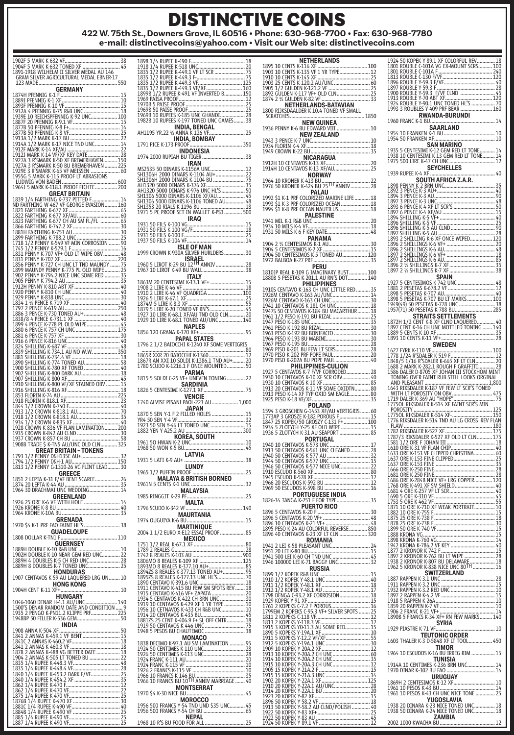# DISTINCTIVE COINS

**422 W. 75th St., Downers Grove, IL 60516 • Phone: 630-968-7700 • Fax: 630-968-7780**
**e-mail: distinctivecoins@yahoo.com • Visit our Web site: distinctivecoins.com**

1902F 5 MARK K-632 VF.......................................... 38
1904F 5 MARK K-632 TONED XF ............................ 45
1891-1918 WILHELM II SILVER MEDAL AU 146 GRAM SILVER AGRICULTURAL MEDAL EBNER-17 123 MADE ........................................................ 550

## GERMANY

1874H PFENNIG K-1 F .............................................. 15
1889J PFENNIG K-1 XF............................................. 10
1893F PFENNIG K-10 VF.......................................... 15
1932A 4 PFENNIG K-75 R&B UNC.......................... 18
1939E 10 REICHSPFENNIG K-92 UNC ................... 100
1887F 20 PFENNIG K-9.1 VF................................... 15
1877B 50 PFENNIG K-8 F+...................................... 14
1877B 50 PFENNIG K-8 VF...................................... 25
1913A 1/2 MARK K-17 BU ...................................... 22
1914A 1/2 MARK K-17 NICE TND UNC.................. 14
1912F MARK K-14 XF/AU ....................................... 22
1912J MARK K-14 VF/XF KEY DATE ...................... 28
1927A 3 R'SMARK K-50 XF BREMERHAVEN ......... 150
1927A 3 R'SMARK K-50 BU BREMERHAVEN ......... 225
1929E 3 R'SMARK K-65 VF MEISSEN ...................... 60
1955G 5 MARK K-115 PROOF LT ABRASIONS LUDWIG VON BADEN ........................................ 600
1964J 5 MARK K-118.1 PROOF FICHTE................. 200

## GREAT BRITAIN

1839 1/4 FARTHING K-737 PITTED F...................... 14
ND FARTHING W-467 VF GEORGE EVASION ......... 160
1821 FARTHING K-677 XF...................................... 65
1822 FARTHING K-677 XF/AU................................ 60
1823 FARTHING K-677 CH AU SM FL/FL ............... 65
1866 FARTHING K-747.2 XF.................................... 30
1881H FARTHING K-753 AU.................................... 30
1899 FARTHING K-788.2 UNC................................. 25
1718 1/2 PENNY K-549 VF MIN CORROSION ........ 90
1745 1/2 PENNY K-579.1 F...................................... 16
1831 PENNY K-707 VF+ OLD LT WIPE OBV ........... 48
1831 PENNY K-707 XF............................................ 220
1856 PENNY K-727 CH UNC LT TND MAUNDY ....... 75
1899 MAUNDY PENNY K-775 PL OLD WIPE ........... 25
1902 PENNY K-794.2 NICE UNC SOME RED ........... 35
1905 PENNY K-794.2 AU......................................... 35
1912H PENNY K-810 ABT XF .................................. 40
1920 PENNY K-810 CH UNC.................................... 40
1929 PENNY K-838 UNC.......................................... 30
1834 1 ½ PENCE K-719 XF..................................... 40
1797 2 PENCE K-619 AU ....................................... 250
1886 3 PENCE K-730 TONED AU+........................... 48
1838/8 4 PENCE K-731.1 XF ................................... 40
1899 4 PENCE K-778 PL OLD WIPE......................... 45
1880 6 PENCE K-757 CH UNC ................................ 175
1881 6 PENCE K-757 XF.......................................... 30
1916 6 PENCE K-816 UNC....................................... 40
1824 SHILLING K-687 VF ....................................... 48
1839 SHILLING K-734.1 AU NO W.W. .................. 350
1881 SHILLING K-734.4 VF..................................... 18
1890 SHILLING K-774 TONED AU........................... 58
1900 SHILLING K-780 XF TONED ........................... 40
1902 SHILLING K-800 DARK AU............................. 38
1907 SHILLING K-800 XF........................................ 45
1910 SHILLING K-800 VF/XF STAINED OBV ........... 15
1916 SHILLING K-816 XF........................................ 18
1853 FLORIN K-74 AU ........................................... 225
1918 FLORIN K-818.1 XF........................................ 23
1844 1/2 CROWN K-740 F....................................... 40
1913 1/2 CROWN K-818.1 AU................................. 70
1918 1/2 CROWN K-818.1 AU................................. 35
1934 1/2 CROWN K-835 XF .................................... 40
1928 CROWN K-836 VF FLAN LAMINATION........... 200
1935 CROWN K-842 AU CLND ................................ 30
1937 CROWN K-857 CH BU .................................... 58
1908B TRADE $ K-TN5 AU/UNC OLD CLN............. 325

## GREAT BRITAIN – TOKENS

1793 1/2 PENNY D&H135E AU+............................. 32
1794 1/2 PENNY D&H-1 AU................................... 150
1813 1/2 PENNY G-1310-26 VG FLINT LEAD........... 30

## GREECE

1851 2 LEPTA K-31 F/VF BENT SCARCE.................. 26
1874 20 LEPTA K-44 AU ......................................... 35
1964 30 DRACHMAI UNC WEDDING...................... 14

## GREENLAND

1926 25 ORE K-6 VF WITH HOLE ........................... 14
1926 KRONE K-8 BU .............................................. 40
1964 KRONE K-10A BU........................................... 35

## GRENADA

1970 $4 K-1 PRF FAO FAINT HL'S............................ 38

## GUADELOUPE

1808 DOLLAR K-TN1 F.......................................... 110

## GUERNSEY

1889H DOUBLE K-10 R&B UNC ............................... 10
1902H DOUBLE K-10 NEAR GEM RED UNC............. 22
1889H 4 DOUBLES K-5 CH RED UNC...................... 28
1889H 8 DOUBLES K-7 TONED UNC....................... 25

## HONDURAS

1907 CENTAVOS K-59 AU LAQUERED LRG UN........ 10

## HONG KONG

1904H CENT K-11 XF+............................................ 10

## HUNGARY

1046-1060 DENAR H-4.1 AU/UNC.......................... 140
1500'S DENAR RANDOM DATE AND CONDITION ..... 9
1935 2 PENGO K-PN11.2 KLIPPE PRF..................... 225
1948BP 50 FILLER K-536 GEM................................. 50

## INDIA

1908 ANNA K-504 XF .............................................. 50
1841 2 ANNAS K-459.1 VF BENT ............................ 15
1841C 2 ANNAS K-460.2 VF................................... 18
1841 2 ANNAS K-460.3 VF...................................... 18
1878 2 ANNAS K-488 VG BETTER DATE ................. 18
1904 2 ANNAS K-505 LT TONED BU ...................... 22
1835 1/4 RUPEE K-448.3 VF.................................... 48
1835 1/4 RUPEE K-448.4 VF.................................... 28
1840 1/4 RUPEE K-453.2 DARK F/VF....................... 25
1840 1/4 RUPEE K-454.2 XF ................................... 35
1862 1/4 RUPEE K-470 F......................................... 12
1862 1/4 RUPEE K-470 VF....................................... 22
1875 1/4 RUPEE K-470 VF....................................... 25
1876B 1/4 RUPEE K-470 XF .................................... 30
1881C 1/4 RUPEE K-490 VF.................................... 40
1884 1/4 RUPEE K-490 VF....................................... 25
1885 1/4 RUPEE K-490 VF....................................... 25
1887 1/4 RUPEE K-490 VF....................................... 25
1898 1/4 RUPEE K-490 F......................................... 18
1918 1/4 RUPEE K-518 UNC.................................... 20
1835 1/2 RUPEE K-449.1 VF LT SCR ....................... 75
1835 1/2 RUPEE K-449.3 F-.................................... 75
1835 1/2 RUPEE K-449.3 VF.................................. 125
1835 1/2 RUPEE K-449.3 VF/XF ............................ 160
1899B 1/2 RUPEE K-491 VF INVERTED B.............. 150
1969 PAISA PROOF................................................. 20
1970B 5 PAISE PROOF............................................ 25
1969B 10 RUPEES K-185 UNC GHANDI................... 28
1982B 10 RUPEES K-197 TONED UNC GAMES........ 38

## INDIA, BENGAL

AH1195 YR.22 ½ ANNA K-126 VF............................ 25

## INDIA, BOMBAY

1791 PICE K-173 PROOF ....................................... 350

## INDONESIA

1974 2000 RUPIAH BU TIGER ................................. 38

## IRAN

MS2535 50 DINARS K-1156A UNC........................... 12
SH1306H 2000 DINARS K-1104 AU+....................... 22
SH1306H 2000 DINARS K-1104 BU ......................... 75
AH1320 5000 DINARS K-376 XF.............................. 35
AH1320 5000 DINARS K-976 UNC HL'S.................. 50
SH1306 5000 DINARS K-1106 XF/AU...................... 45
SH1306 5000 DINARS K-1106 TONED AU................ 48
SH1353 20 RIALS K-1196 BU .................................. 18
1971 5 PC PROOF SET IN WALLET K-PS3.............. 500

## IRAQ

1931 50 FILS K-100 VG ........................................... 15
1931 50 FILS K-100 VG/F........................................ 18
1931 50 FILS K-100 F.............................................. 25
1937 50 FILS K-104 VF............................................ 14

## ISLE OF MAN

1999 CROWN K-930A SILVER HURLDERS................ 30

## ISRAEL

1960 5 LIROT K-29 BU 12TH ANNIV ........................ 28
1967 10 LIROT K-49 BU WALL ................................ 38

## ITALY

1863M 20 CENTESIMI K-13.1 VF+ ........................... 15
1908 2 LIRE K-46 VF .............................................. 18
1910 2 LIRE K-46 VF QUADRIGA .......................... 100
1926 5 LIRE K-67.1 XF............................................ 25
1874M 5 LIRE K-8.3 XF ........................................... 55
1879 5 LIRE K-20 TONED VF RN'S .......................... 45
1927 10 LIRE K-68.1 XF/AU TND OLD CLN............. 20
1929 10 LIRE K-68.1 TONED AU/UNC................... 140

## NAPLES

1856 120 GRANA K-370 XF+.................................... 95

## PAPAL STATES

1796 2 1/2 BAIOCCHI K-1240 XF SOME VERTIGRIS ........................................................................ 80
1865R XXR 20 BAIOCCHI K-1360 ........................... 12
1867R AN XXI 10 SOLDI K-1386.1 TND AU+........... 20
1780 SCUDO K-1216.1 F ONCE MOUNTED............... 50

## PARMA

1815 5 SOLDI C-25 VF+ UNEVEN TONING ............... 22

## SARDINIA

1826 5 CENTESIMI K-127.1 XF................................. 75

## VENCIE

1740 ALVISE PISANI PAOL-223 AU .................. 1,000

## JAPAN

1870 5 SEN Y-1 F 2 FILLED HOLES ......................... 15
YR4 50 SEN Y-4 VF................................................. 32
1923 50 SEN Y-46 LT TONED UNC.......................... 15
1882 YEN Y-A25.2 AU........................................... 300

## KOREA, SOUTH

1961 50 HWAN K-2 UNC.......................................... 10
1968 50 WON K-5 BU.............................................. 45

## LATVIA

1931 5 LATI K-9 AU+.............................................. 38

## LUNDY

1965 1/2 PUFFIN PROOF ........................................ 25

## MALAYA & BRITISH BORNEO

1961N 5 CENTS K-1 UNC........................................ 32

## MALAYSIA

1985 RINGGIT K-29 PF............................................ 25

## MALTA

1796 SCUDO K-342 VF .......................................... 140

## MAURTANIA

1974 OUGUIYA K-6 BU........................................... 15

## MARTINIQUE

2004 1 1/2 EURO X-E12 ESSAI PROOF .................... 85

## MEXICO

1751 1/2 REAL K-67.1 XF ....................................... 80
1789 2 REALES G...................................................... 28
1742 8 REALES K-103 AU ..................................... 900
1806MO 8 REALES K-109 XF ............................... 125
1893MO 8 REALES K-377.10 AU+............................ 85
1894ZS 8 REALES K-377.13 TONED AU+................. 95
1895ZS 8 REALES K-377.13 UNC HL'S..................... 70
1890 CENTAVO K-391.6 UNC.................................. 18
1911 CENTAVO K-415 BU FEW SM SPOTS REV ...... 18
1915 CENTAVO K-416 VF+ ZAPATA ....................... 20
1934 5 CENTAVOS K-422 CH BRN UNC .................. 30
1919 10 CENTAVOS K-429 XF 1 YR TYPE .............. 10
1956 10 CENTAVOS K-433 CH R&B UNC................. 10
1914 20 CENTAVOS K-435 BU................................. 45
1881ZS 25 CENT K-406.9 F+ SL OFF CNTR ............. 18
1919 50 CENTAVOS K-446 UNC .............................. 75
1948 5 PESOS BU CHAUTEMOC .............................. 38

## MONACO

1838 DECIMO K-97.1 AU SM LAMINATION ............ 95
1924 50 CENTIMES K-110 UNC................................ 28
1926 50 CENTIMES K-113 UNC................................ 28
1924 FRANC K-111 AU ........................................... 20
1924 FRANC K-115 VF............................................ 10
1926 2 FRANCS K-115 VF ....................................... 10
1966 10 FRANCS K-146 BU..................................... 35
1966 10 FRANCS BU 10TH ANNIV MARRIAGE ....... 40

## MONTSERRAT

1970 $4 K-30 NICE BU............................................ 45

## MOROCCO

1956 500 FRANCS Y-54 TND UND $35 UNC............. 45
1956 500 FRANCS Y-54 CH BU ............................... 65

## NEPAL

1968 10 R'S BU FOOD FOR ALL ............................... 25

## NETHERLANDS

1895 10 CENTS K-116 XF ...................................... 100
1903 10 CENTS K-135 VF 1 YR TYPE...................... 12
1910 10 CENTS K-145 XF ........................................ 25
1903 25 CENTS K-120.2 AU/UNC ............................ 60
1905 1/2 GULDEN K-121.2 VF.................................. 25
1892 GULDEN K-117 VF+ OLD CLN......................... 25
1874 2 ½ GULDEN K-82 VF..................................... 33

## NETHERLANDS-BATAVIAN

1800 RIJKSDAALDER K-10.4 TONED VF SMALL SCRATCHES....................................................... 1850

## NEW GUINEA

1936 PENNY K-6 BU EDWARD VIII ......................... 10

## NEW ZEALAND

1943 3 PENCE K-7 UNC........................................... 10
1934 FLORIN K-4 XF............................................... 18
1949 CROWN K-22 BU............................................ 35

## NICARAGUA

1912H 10 CENTAVOS K-13 XF.................................. 20
1914H 10 CENTAVOS K-13 XF/AU........................... 25

## NORWAY

1964 10 KRONER K-413 BU..................................... 22
1976 50 KRONER K-424 BU 75TH ANNIV................ 28

## PALAU

1992 $1 K-1 PRF COLORIZED MARINE LIFE ........... 18
1993 $1 K-3 PRF COLORIZED OCEAN .................... 18
1994 $1 K-8 PRF OCEAN NAUTILUS........................ 18

## PALESTINE

1941 MIL K-1 R&B UNC ......................................... 20
1934 10 MILS K-4 VF.............................................. 18
1931 50 MILS K-6 F KEY DATE................................ 48

## PANAMA

1904 2 ½ CENTESIMOS K-1 AU............................... 30
1904 5 CENTESIMOS K-2 XF .................................. 15
1904 50 CENTESIMOS K-5 TONED AU.................. 120
1972 BALBOA K-27 PRF.......................................... 25

## PERU

1810JP REAL K-109 G IMAGINARY BUST ............. 100
1880B 5 PESETAS K-201.1 AU RN'S DOT............... 140

## PHILIPPINES

1910S CENTAVO K-163 CH UNC LITTLE RED .......... 35
1926M CENTAVO K-163 AU/UNC............................ 14
1926M CENTAVO K-163 CH UNC............................. 30
1941 10 CENTAVOS K-181 CH UNC......................... 18
1947S 50 CENTAVOS K-184 BU MACARTHUR......... 18
1961 1/2 PESO K-191 BU RIZAL ............................. 25
1967 PESO K-192 BU LINCOLN ............................... 35
1961 PESO K-192 BU RIZAL.................................... 30
1963 PESO K-192 BU BONIFACIO ........................... 30
1964 PESO K-193 BU MABINI.................................. 30
1967 PESO K-195 BU............................................... 28
1969 PESO K-201 BU FEW LT SCR'S........................ 28
1970 PISO K-202 PRF POPE PAUL............................ 20
1970 PISO K-202A BU POPE PAUL.......................... 40

## PHILIPPINES-CULION

1927 5 CENTAVOS K-7 F/VF CORRODED.................. 28
1930 10 CENTAVOS K-10 XF SCR OBV..................... 40
1930 10 CENTAVOS K-10 XF ................................... 85
1913 20 CENTAVOS K-11 VF SOME OXIDTN............ 80
1913 PESO K-14 XF TYP OXID SM EAGLE................ 80
1925 PESO K-18 VF/XF............................................ 35

## POLAND

1594 3 GROSCHEN G-1453 XF/AU VERTIGRIS ........ 60
1773AP 3 GROSZE K-182 POROUS F....................... 15
1847 25 KOPEK/50 GROSZY C-131 F+................... 100
1934 5 ZLOTYCH Y-25 XF OLD WIPE..................... 15
1936 5 ZLOTYCH K-31 AU SEAPORT ..................... 85

## PORTUGAL

1940 10 CENTAVOS K-573 UNC................................ 17
1913 50 CENTAVOS K-561 UNC CLEANED ............. 28
1940 50 CENTAVOS K-577 AU ................................ 32
1944 50 CENTAVOS K-577 UNC.............................. 15
1946 50 CENTAVOS K-577 NICE UNC...................... 22
1910 ESCUDO K-560 XF ......................................... 80
1945 ESCUDO K-578 XF.......................................... 12
1966 20 ESCUDOS K-592 BU .................................. 12
1969 50 ESCUDOS K-598 BU .................................. 16

## PORTUGUESE INDIA

1826-34 TANGA K-251 F FOR TYPE ......................... 35

## PUERTO RICO

1896 5 CENTAVOS K-20 F ....................................... 30
1896 5 CENTAVOS K-20 VF+ .................................. 48
1896 10 CENTAVOS K-21 VF+ ................................ 48
1895 PESO K-24 AU COLORFUL REVERSE ............ 850
1896 40 CENTAVOS K-23 XF LT CLN .................... 320

## ROMANIA

1941 2 LEI K-58 PLEASANT UNC............................. 24
1951 20 LEI K-80 BU............................................... 15
1941 500 LEI K-60 CH TND UNC ............................ 45
1946 100000 LEI K-71 BAGGY UNC......................... 32

## RUSSIA

1899 1/2 KOPEK R&B UNC...................................... 15
1910 1/2 KOPEK Y-48.1 UNC .................................. 40
1911 1/2 KOPEK Y-48.1 XF ..................................... 18
1912 1/2 KOPEK Y-48.1 AU ..................................... 17
1798 DENGA C-93.2 XF CORROSION...................... 18
1929 KOPEK Y-91 XF .............................................. 15
1761 2 KOPEKS C-7.2 F POROUS............................ 16
1799EM 2 KOPEKS C-95.3 VF+ SILVER SPOTS ........ 25
1811 2 KOPEKS C-118 VF......................................... 12
1813 2 KOPEKS Y-118.3 VF ..................................... 12
1915 3 KOPEKS Y0-11.3 AU SOME RED................... 15
1890 5 KOPEKS Y-19A.1 XF ..................................... 10
1911 5 KOPEKS Y-12.2 VF/XF .................................. 55
1912 5 KOPEKS Y-19A.1 UNC .................................. 30
1909 10 KOPEK Y-20A.2 XF ..................................... 12
1913 10 KOPEK Y-20A.2 CH UNC ............................ 60
1914 10 KOPEK Y-20A.2 CH UNC ............................ 35
1915 10 KOPEK Y-20A.3 CH UNC ............................ 12
1905 15 KOPEK Y-21A.2 F ........................................ 15
1915 15 KOPEK Y-21A.3 UNC .................................. 14
1902 20 KOPEK Y-22A.1 XF.................................... 125
1910 20 KOPEK Y-22A.1 AU/UNC ........................... 28
1914 20 KOPEK Y-22A.1 BU ..................................... 20
1923 20 KOPEK Y-82 XF .......................................... 15
1896 50 KOPEK Y-58.2 VF ....................................... 18
1913 50 KOPEK Y-58.2 AU CLND/POLISH .............. 40
1922 50 KOPEK Y-83 XF+........................................ 25
1922 50 KOPEK Y-83 AU ......................................... 45
1924 50 KOPEK Y-89.1 VF ....................................... 12
1924 50 KOPEK Y-89.1 XF COLORFUL REV............. 18
1801 ROUBLE C-101A VG EX-MOUNT SCRS............ 100
1801 ROUBLE C-101A F ......................................... 240
1813 ROUBLE C-130 F/VF...................................... 120
1896 ROUBLE Y-59.3 F/VF........................................ 40
1897 ROUBLE Y-59.3 F ............................................ 28
1900 ROUBLE Y-59.3 F/VF CLND ........................... 45
1913 ROUBLE Y-70 ABT XF.................................... 120
1924 ROUBLE Y-90.1 UNC TONED HL'S ................. 70
1993 3 ROUBLES Y-409 PRF BEAR ........................ 160

## RWANDA-BURUNDI

1960 FRANC K-1 BU................................................ 14

## SAARLAND

1954 10 FRANKEN K-1 BU ...................................... 10
1954 50 FRANKEN XF.............................................. 10

## SAN MARINO

1935 5 CENTESIMI K-12 GEM RED LT TONE........... 14
1938 10 CENTESIMI K-13 GEM RED LT TONE......... 14
1975 500 LIRE K-47 CH UNC................................... 12

## SEYCHELLES

1939 RUPEE K-4 XF................................................. 40

## SOUTH AFRICA Z.A.R.

1898 PENNY K-2 BRN UNC..................................... 35
1892 3 PENCE K-3 AU+........................................... 40
1894 3 PENCE K-3 AU............................................. 90
1897 3 PENCE K-3 UNC........................................... 48
1893 6 PENCE K-4 XF LT SCR'S .............................. 50
1897 6 PENCE K-4 XF/AU........................................ 15
1894 SHILLING K-5 VF+......................................... 40
1896 SHILLING K-5 VF............................................ 25
1896 SHILLING K-5 AU CLND................................. 90
1897 SHILLING K-5 AU............................................ 28
1893 2 SHILLING K-6 XF ONCE WIPED.................. 120
1896 2 SHILLINGS K-6 VF+ ..................................... 20
1896 2 SHILLINGS K-6 AU....................................... 48
1897 2 SHILLINGS K-6 VF+ ..................................... 18
1897 2 SHILLINGS K-6 AU....................................... 85
1896 2 ½ SHILLINGS K-7 XF ................................... 35
1897 2 ½ SHILLINGS K-7 XF ................................... 38

## SPAIN

1927 5 CENTESIMOS K-742 UNC ............................. 48
1881 2 PESETAS K-678.2 VF .................................... 12
1898 5 PESETAS K-707 AU....................................... 40
1898 5 PESETAS K-707 BU LT MARKS................... 100
1949(49) 50 PESETAS K-778 UNC ............................. 38
1957(71) 50 PESETAS K-788 BU............................. 285

## STRAITS SETTLEMENTS

1872H 1/2 CENT K-8 XF CLND LAQUERED.............. 40
1897 CENT K-16 CH UNC MOTTLED TONING ....... 140
1889 5 CENTS K-10 XF ............................................ 35
1893 10 CENTS K-11 VF+......................................... 28

## SWEDEN

1627 FYRK K-110 VF ............................................. 100
1778 1/24 R'SDALER K-519 F................................... 12
1848/5 1/16 R'SDALER K-665 XF LT CLN................. 20
1688 2 MARK K-282.1 ROUGH F GRAFFITI.............. 28
1586 DALER D-8705 XF JOHAN III STOCKHOM MINT TONING OVER FAINT RUB STILL LOOKS ORGINAL AND PLEASANT ............................................. 1,800
1643 RIKSDALER K-187 VF FEW LT SCR'S TONED WITH LT POROSITY ON OBV................................ 475
1719 DALER K-369 AU "HOPE"................................. 75
1775OL RIKSDALER K-514 XF FAINT SCR'S MIN POROSITY ......................................................... 125
1775OL RIKSDALER K-514 XF-............................... 150
1776 RIKSDALER K-514 TND AU LG CROSS REV FLAN FLAW .............................................................. 180
1782 RIKSDALER K-527 XF..................................... 175
1787/3 RIKSDALER K-527 XF OLD LT CLN............. 175
1581 1/2 ORE F JOHAN III....................................... 18
1610 ORE K-31 VF FLAN CHIP................................ 40
1633 ORE K-153 VF CLIPPED CHRISTINA................ 60
1637 ORE K-153 FINE CLIPPED............................... 25
1637 ORE K-153 FINE .............................................. 35
1666 ORE K-250 FINE.............................................. 28
1681 ORE K-250 FINE.............................................. 28
1686 ORE K-284B NICE VF+ LRG COPPER.............. 120
1768 ORE K-491 XF SM SHIELD............................... 40
1681 4 ORE K-257 VF LT SCR................................... 40
1690 5 ORE K-310 VF............................................... 45
1753 5 ORE K-457 VF............................................... 55
1871 10 ORE K-710 XF WEAK PORTRAIT................ 10
1882 10 ORE K-755 F ............................................... 15
1875 25 ORE K-738 F ............................................... 18
1878 25 ORE K-738 F ............................................... 30
1899 50 ORE K-740 VF............................................. 15
1888 KRONA VG ..................................................... 15
1898 KRONA K-760 VG............................................ 14
1942 KRONA K-786.2 VF KEY ................................. 40
1877 2 KRONOR K-742 F.......................................... 15
1897 2 KRONOR K-762 BU LT WIPE ....................... 28
1938 2 KRONOR K-807 BU DELAWARE ................. 18
1962 5 KRONOR K-838 NICE UNC 80TH ................ 16

## SWITZERLAND

1887 RAPPEN K-3.1 UNC ......................................... 28
1911 RAPPEN K-3.2 UNC ......................................... 15
1932 RAPPEN K-3.2 RED UNC ................................. 10
1897 2 RAPPEN K-4.2 VF ........................................ 15
1918 5 RAPPEN K-26A............................................. 10
1859 20 RAPPEN K-7 VF.......................................... 10
1906 2 FRANC K-21 VF+.......................................... 14
1890B 5 FRANCS K-34 XF+ RN FEW MARKS......... 140

## SYRIA

1929 PIASTRE K-71 VF............................................ 10

## TEUTONIC ORDER

1603 THALER K-3 D-5848 XF LT TOOL.................. 450

## TIMOR

1964 10 ESCUDOS K-16 BU IRREG RIM .................. 15

## TUNISIA

1914A 10 CENTIMES K-236 BRN UNC...................... 14
1970 DINAR K-302 BU FAO...................................... 14

## URUGUAY

1869H 2 CENTESIMOS K-12 XF................................ 10
1961 10 PESOS K3 AU.............................................. 14
1961 10 PESOS K-43 CH UNC NICE TONE .............. 25

## YUGOSLAVIA

1938 20 DINARA K-23 NICE TONED UNC................ 18
1938 50 DINARA K-24 NICE TONED UNC................ 18

## ZAMBIA

2002 1000 KWACHA BU........................................... 12